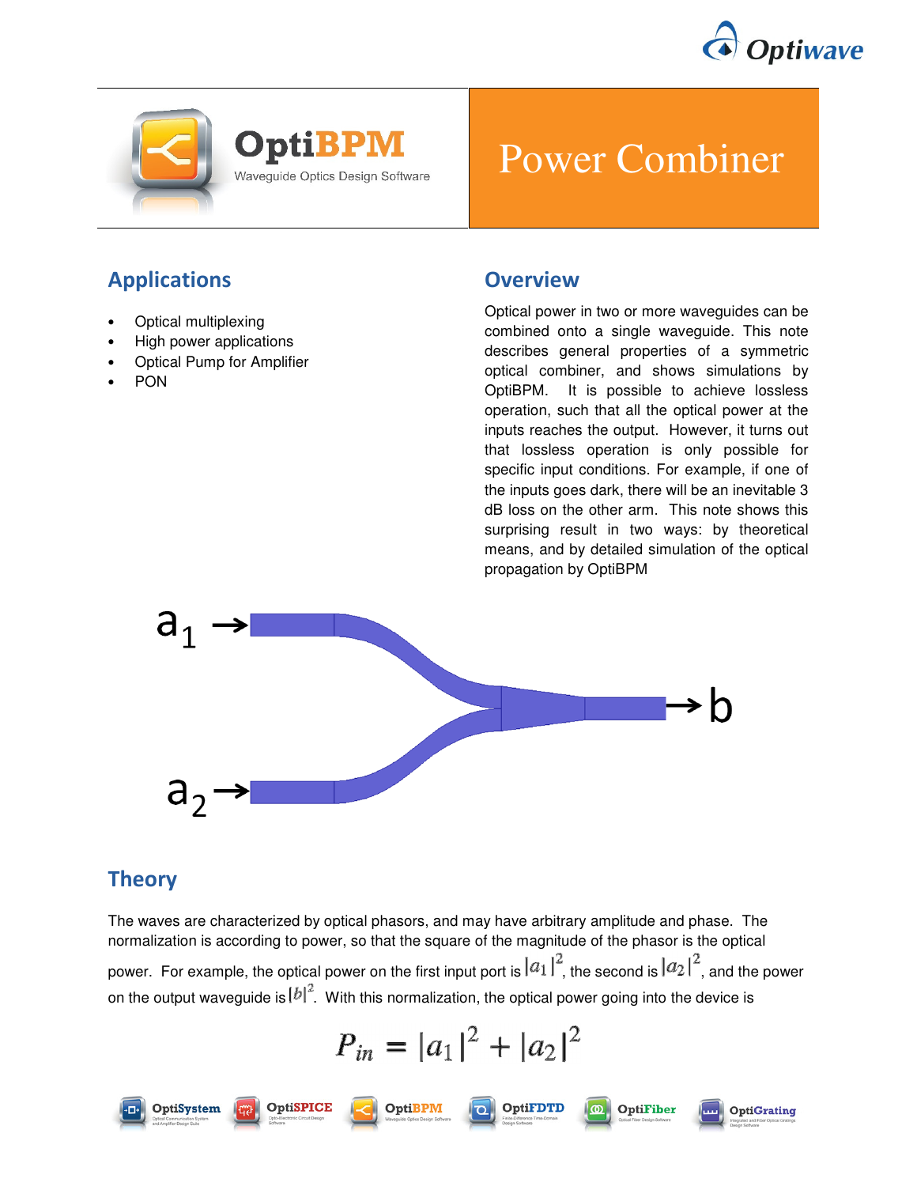# OptiBPM

Waveguide Optics Design Software

# Power Combiner

## Applications

- Optical multiplexing
- High power applications
- Optical Pump for Amplifier
- PON

## Overview

Optical power in two or more waveguides can be combined onto a single waveguide. This note describes general properties of a symmetric optical combiner, and shows simulations by OptiBPM. It is possible to achieve lossless operation, such that all the optical power at the inputs reaches the output. However, it turns out that lossless operation is only possible for specific input conditions. For example, if one of the inputs goes dark, there will be an inevitable 3 dB loss on the other arm. This note shows this surprising result in two ways: by theoretical means, and by detailed simulation of the optical propagation by OptiBPM

## Theory

The waves are characterized by optical phasors, and may have arbitrary amplitude and phase. The normalization is according to power, so that the square of the magnitude of the phasor is the optical power. For example, the optical power on the first input port is $|a_1|^2$, the second is $|a_2|^2$, and the power on the output waveguide is $|b|^2$. With this normalization, the optical power going into the device is

$$P_{in} = |a_1|^2 + |a_2|^2$$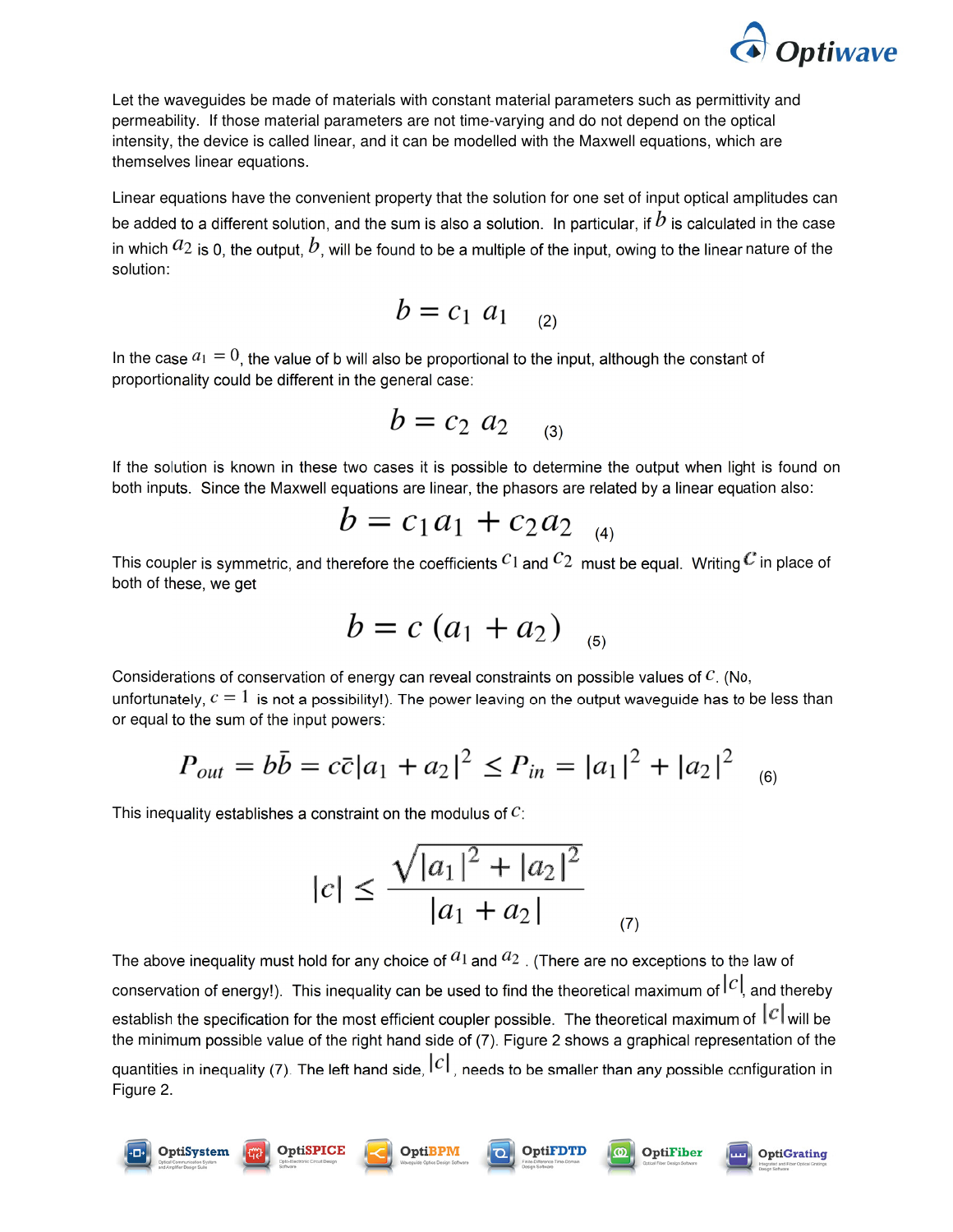Let the waveguides be made of materials with constant material parameters such as permittivity and permeability. If those material parameters are not time-varying and do not depend on the optical intensity, the device is called linear, and it can be modelled with the Maxwell equations, which are themselves linear equations.

Linear equations have the convenient property that the solution for one set of input optical amplitudes can be added to a different solution, and the sum is also a solution. In particular, if $b$ is calculated in the case in which $a_2$ is 0, the output, $b$, will be found to be a multiple of the input, owing to the linear nature of the solution:

$$b = c_1 \, a_1 \qquad (2)$$

In the case $a_1 = 0$, the value of b will also be proportional to the input, although the constant of proportionality could be different in the general case:

$$b = c_2 \, a_2 \qquad (3)$$

If the solution is known in these two cases it is possible to determine the output when light is found on both inputs. Since the Maxwell equations are linear, the phasors are related by a linear equation also:

$$b = c_1 a_1 + c_2 a_2 \qquad (4)$$

This coupler is symmetric, and therefore the coefficients $c_1$ and $c_2$ must be equal. Writing $c$ in place of both of these, we get

$$b = c \, (a_1 + a_2) \qquad (5)$$

Considerations of conservation of energy can reveal constraints on possible values of $c$. (No, unfortunately, $c = 1$ is not a possibility!). The power leaving on the output waveguide has to be less than or equal to the sum of the input powers:

$$P_{out} = b\bar{b} = c\bar{c}|a_1 + a_2|^2 \leq P_{in} = |a_1|^2 + |a_2|^2 \qquad (6)$$

This inequality establishes a constraint on the modulus of $c$:

$$|c| \leq \frac{\sqrt{|a_1|^2 + |a_2|^2}}{|a_1 + a_2|} \qquad (7)$$

The above inequality must hold for any choice of $a_1$ and $a_2$. (There are no exceptions to the law of conservation of energy!). This inequality can be used to find the theoretical maximum of $|c|$, and thereby establish the specification for the most efficient coupler possible. The theoretical maximum of $|c|$ will be the minimum possible value of the right hand side of (7). Figure 2 shows a graphical representation of the quantities in inequality (7). The left hand side, $|c|$, needs to be smaller than any possible configuration in Figure 2.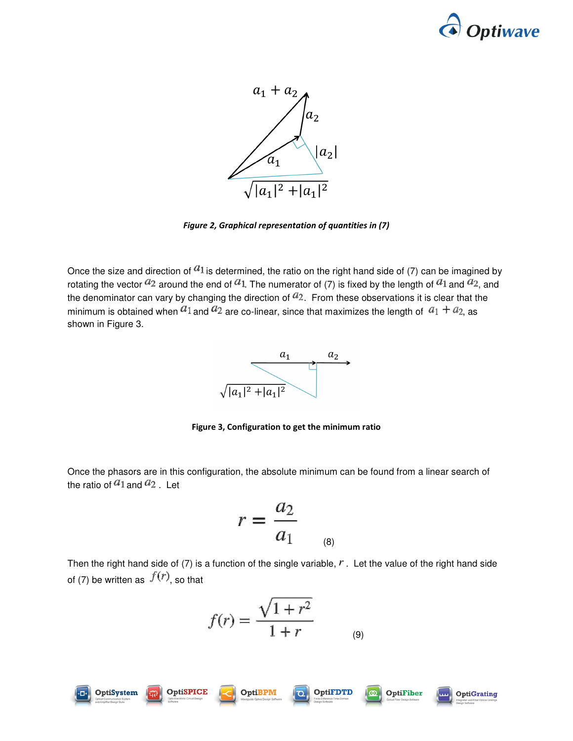Figure 2, Graphical representation of quantities in (7)

Once the size and direction of $a_1$ is determined, the ratio on the right hand side of (7) can be imagined by rotating the vector $a_2$ around the end of $a_1$. The numerator of (7) is fixed by the length of $a_1$ and $a_2$, and the denominator can vary by changing the direction of $a_2$. From these observations it is clear that the minimum is obtained when $a_1$ and $a_2$ are co-linear, since that maximizes the length of $a_1 + a_2$, as shown in Figure 3.

Figure 3, Configuration to get the minimum ratio

Once the phasors are in this configuration, the absolute minimum can be found from a linear search of the ratio of $a_1$ and $a_2$. Let

$$r = \frac{a_2}{a_1} \quad (8)$$

Then the right hand side of (7) is a function of the single variable, $r$. Let the value of the right hand side of (7) be written as $f(r)$, so that

$$f(r) = \frac{\sqrt{1+r^2}}{1+r} \quad (9)$$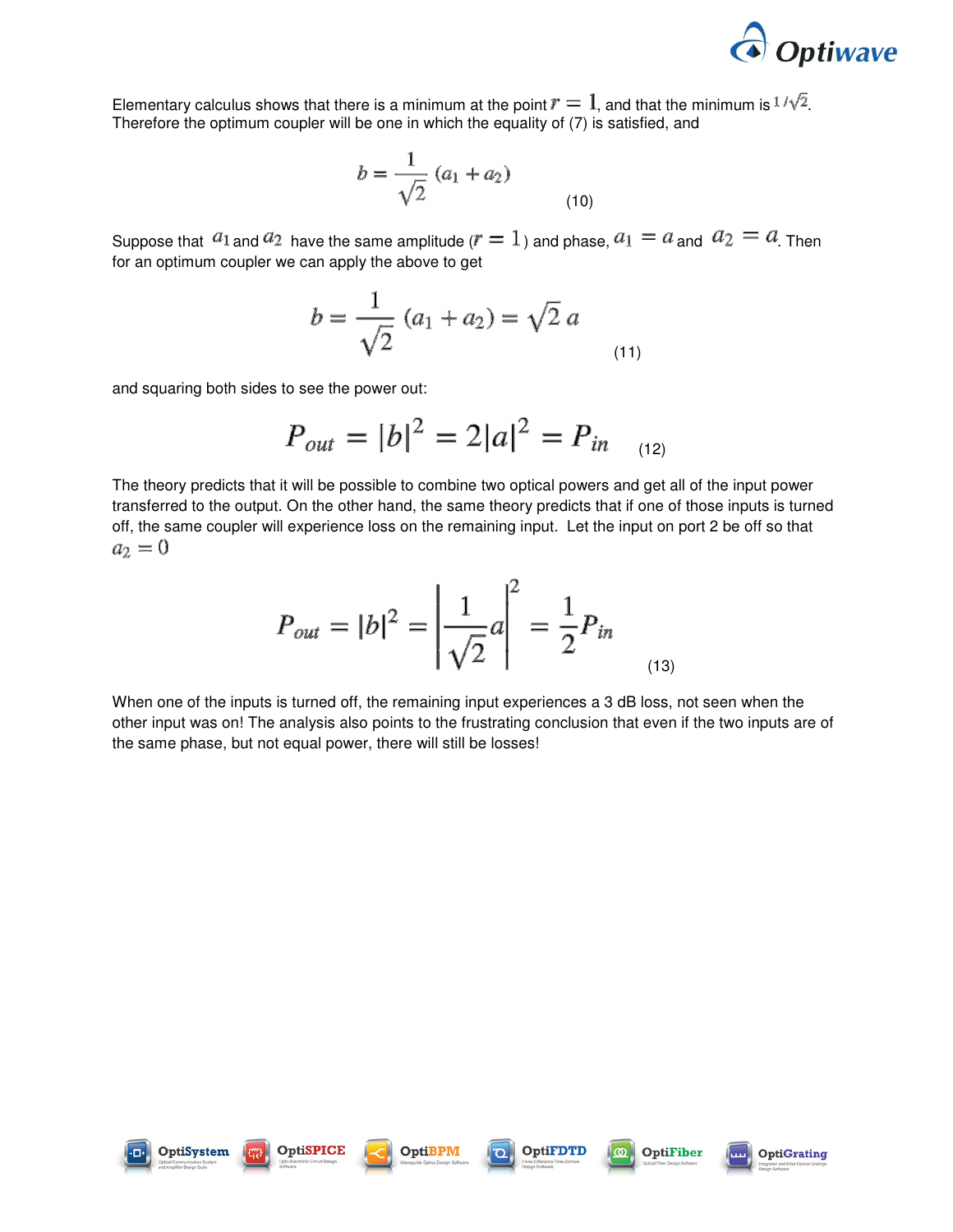Elementary calculus shows that there is a minimum at the point $r = 1$, and that the minimum is $1/\sqrt{2}$. Therefore the optimum coupler will be one in which the equality of (7) is satisfied, and

$$b = \frac{1}{\sqrt{2}}(a_1 + a_2) \qquad (10)$$

Suppose that $a_1$ and $a_2$ have the same amplitude ($r = 1$) and phase, $a_1 = a$ and $a_2 = a$. Then for an optimum coupler we can apply the above to get

$$b = \frac{1}{\sqrt{2}}(a_1 + a_2) = \sqrt{2}\, a \qquad (11)$$

and squaring both sides to see the power out:

$$P_{out} = |b|^2 = 2|a|^2 = P_{in} \qquad (12)$$

The theory predicts that it will be possible to combine two optical powers and get all of the input power transferred to the output. On the other hand, the same theory predicts that if one of those inputs is turned off, the same coupler will experience loss on the remaining input. Let the input on port 2 be off so that $a_2 = 0$

$$P_{out} = |b|^2 = \left|\frac{1}{\sqrt{2}}a\right|^2 = \frac{1}{2}P_{in} \qquad (13)$$

When one of the inputs is turned off, the remaining input experiences a 3 dB loss, not seen when the other input was on! The analysis also points to the frustrating conclusion that even if the two inputs are of the same phase, but not equal power, there will still be losses!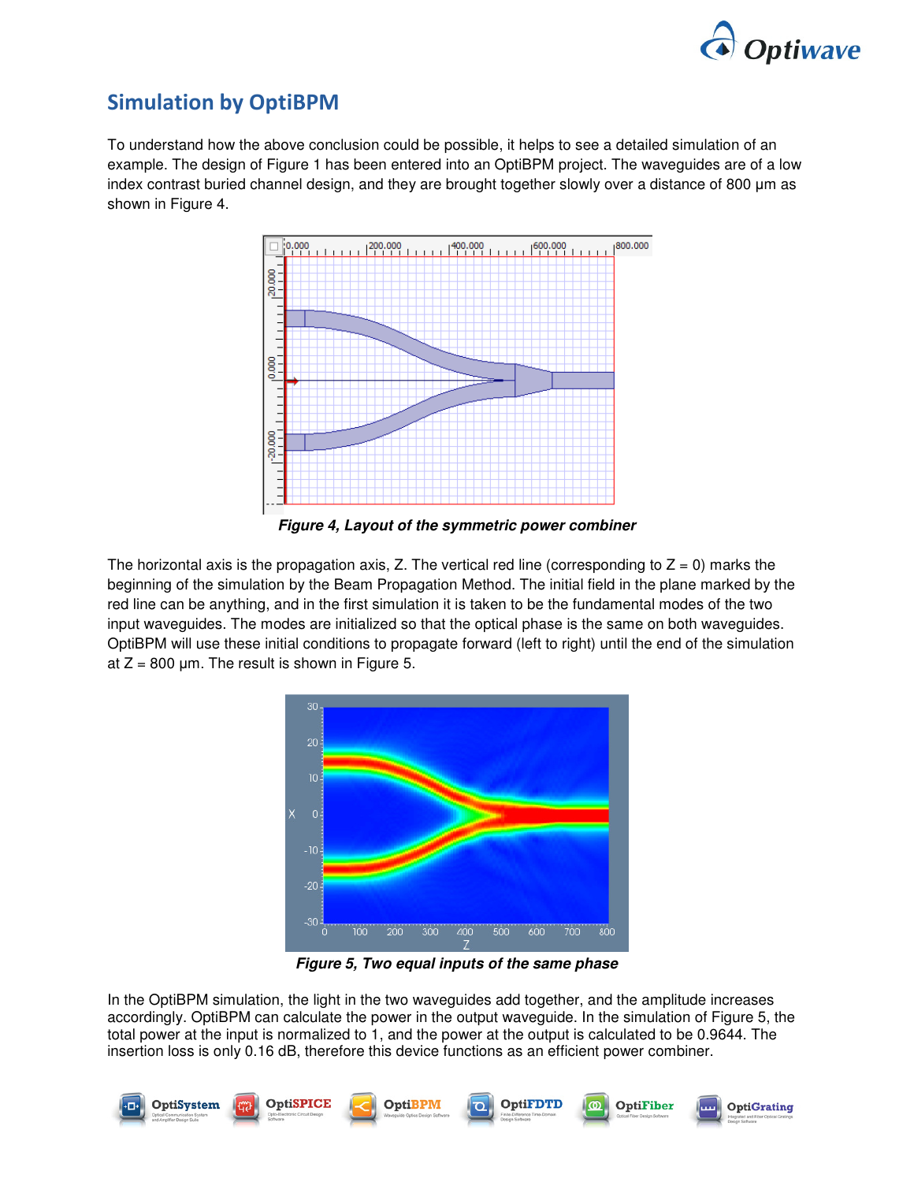## Simulation by OptiBPM

To understand how the above conclusion could be possible, it helps to see a detailed simulation of an example. The design of Figure 1 has been entered into an OptiBPM project. The waveguides are of a low index contrast buried channel design, and they are brought together slowly over a distance of 800 μm as shown in Figure 4.

***Figure 4, Layout of the symmetric power combiner***

The horizontal axis is the propagation axis, Z. The vertical red line (corresponding to Z = 0) marks the beginning of the simulation by the Beam Propagation Method. The initial field in the plane marked by the red line can be anything, and in the first simulation it is taken to be the fundamental modes of the two input waveguides. The modes are initialized so that the optical phase is the same on both waveguides. OptiBPM will use these initial conditions to propagate forward (left to right) until the end of the simulation at Z = 800 μm. The result is shown in Figure 5.

***Figure 5, Two equal inputs of the same phase***

In the OptiBPM simulation, the light in the two waveguides add together, and the amplitude increases accordingly. OptiBPM can calculate the power in the output waveguide. In the simulation of Figure 5, the total power at the input is normalized to 1, and the power at the output is calculated to be 0.9644. The insertion loss is only 0.16 dB, therefore this device functions as an efficient power combiner.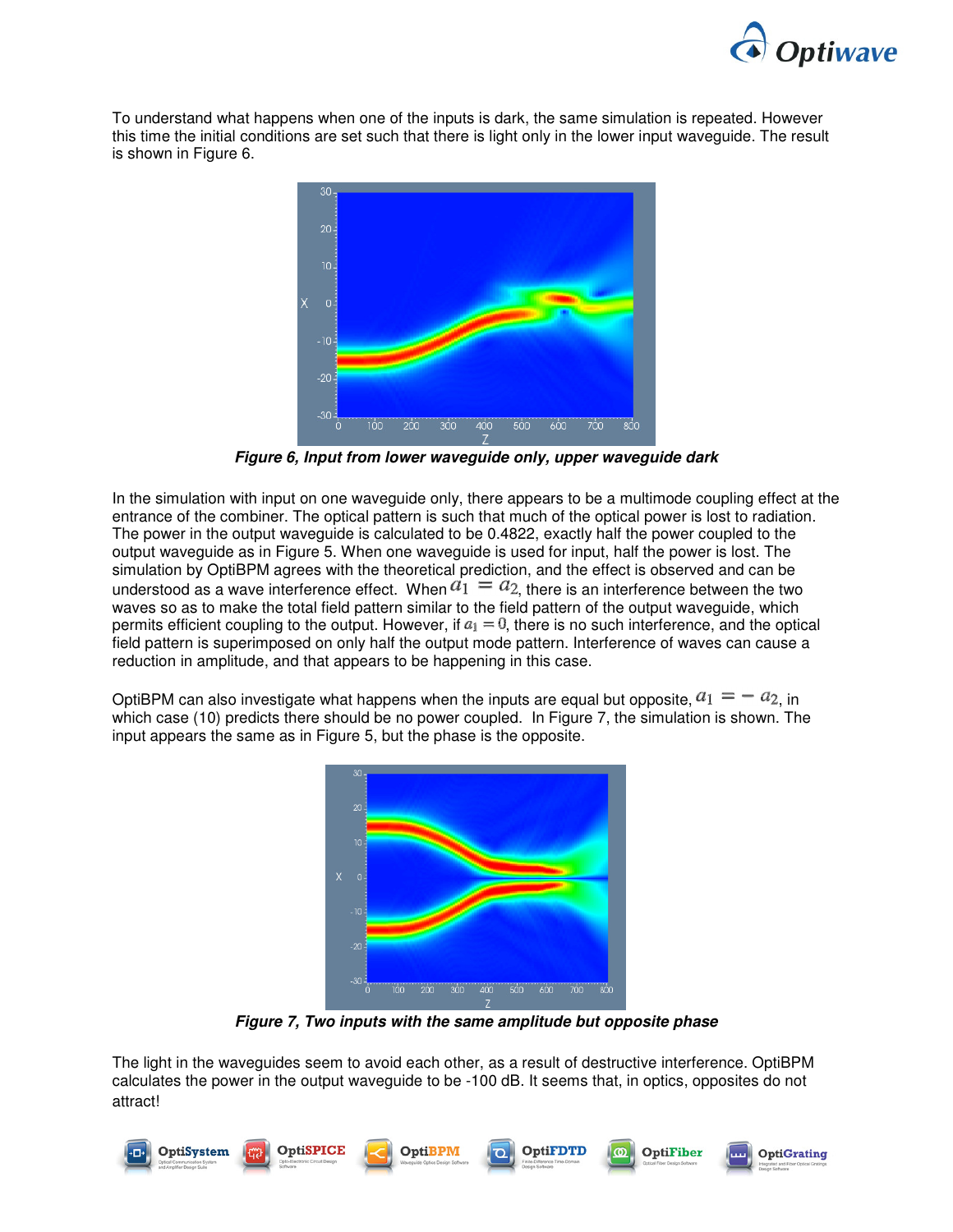To understand what happens when one of the inputs is dark, the same simulation is repeated. However this time the initial conditions are set such that there is light only in the lower input waveguide. The result is shown in Figure 6.

30
20
10
X 0
-10
-20
-30
0 100 200 300 400 500 600 700 800
Z

***Figure 6, Input from lower waveguide only, upper waveguide dark***

In the simulation with input on one waveguide only, there appears to be a multimode coupling effect at the entrance of the combiner. The optical pattern is such that much of the optical power is lost to radiation. The power in the output waveguide is calculated to be 0.4822, exactly half the power coupled to the output waveguide as in Figure 5. When one waveguide is used for input, half the power is lost. The simulation by OptiBPM agrees with the theoretical prediction, and the effect is observed and can be understood as a wave interference effect. When $a_1 = a_2$, there is an interference between the two waves so as to make the total field pattern similar to the field pattern of the output waveguide, which permits efficient coupling to the output. However, if $a_1 = 0$, there is no such interference, and the optical field pattern is superimposed on only half the output mode pattern. Interference of waves can cause a reduction in amplitude, and that appears to be happening in this case.

OptiBPM can also investigate what happens when the inputs are equal but opposite, $a_1 = -a_2$, in which case (10) predicts there should be no power coupled. In Figure 7, the simulation is shown. The input appears the same as in Figure 5, but the phase is the opposite.

30
20
10
X 0
-10
-20
-30
0 100 200 300 400 500 600 700 800
Z

***Figure 7, Two inputs with the same amplitude but opposite phase***

The light in the waveguides seem to avoid each other, as a result of destructive interference. OptiBPM calculates the power in the output waveguide to be -100 dB. It seems that, in optics, opposites do not attract!